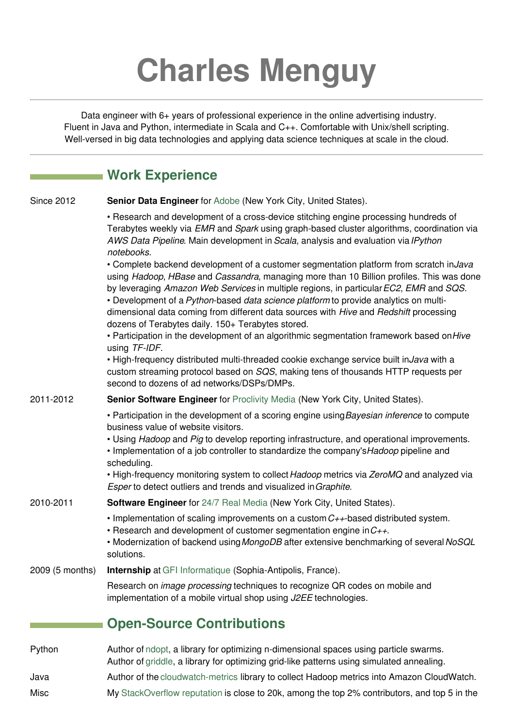# Charles Menguy

Data engineer with 6+ years of professional experience in the online advertising industry.
Fluent in Java and Python, intermediate in Scala and C++. Comfortable with Unix/shell scripting.
Well-versed in big data technologies and applying data science techniques at scale in the cloud.

## Work Experience

**Since 2012** — **Senior Data Engineer** for Adobe (New York City, United States).

- Research and development of a cross-device stitching engine processing hundreds of Terabytes weekly via *EMR* and *Spark* using graph-based cluster algorithms, coordination via *AWS Data Pipeline*. Main development in *Scala*, analysis and evaluation via *IPython notebooks*.
- Complete backend development of a customer segmentation platform from scratch in *Java* using *Hadoop*, *HBase* and *Cassandra*, managing more than 10 Billion profiles. This was done by leveraging *Amazon Web Services* in multiple regions, in particular *EC2*, *EMR* and *SQS*.
- Development of a *Python*-based *data science platform* to provide analytics on multi-dimensional data coming from different data sources with *Hive* and *Redshift* processing dozens of Terabytes daily. 150+ Terabytes stored.
- Participation in the development of an algorithmic segmentation framework based on *Hive* using *TF-IDF*.
- High-frequency distributed multi-threaded cookie exchange service built in *Java* with a custom streaming protocol based on *SQS*, making tens of thousands HTTP requests per second to dozens of ad networks/DSPs/DMPs.

**2011-2012** — **Senior Software Engineer** for Proclivity Media (New York City, United States).

- Participation in the development of a scoring engine using *Bayesian inference* to compute business value of website visitors.
- Using *Hadoop* and *Pig* to develop reporting infrastructure, and operational improvements.
- Implementation of a job controller to standardize the company's *Hadoop* pipeline and scheduling.
- High-frequency monitoring system to collect *Hadoop* metrics via *ZeroMQ* and analyzed via *Esper* to detect outliers and trends and visualized in *Graphite*.

**2010-2011** — **Software Engineer** for 24/7 Real Media (New York City, United States).

- Implementation of scaling improvements on a custom *C++*-based distributed system.
- Research and development of customer segmentation engine in *C++*.
- Modernization of backend using *MongoDB* after extensive benchmarking of several *NoSQL* solutions.

**2009 (5 months)** — **Internship** at GFI Informatique (Sophia-Antipolis, France).

Research on *image processing* techniques to recognize QR codes on mobile and implementation of a mobile virtual shop using *J2EE* technologies.

## Open-Source Contributions

**Python** — Author of ndopt, a library for optimizing n-dimensional spaces using particle swarms.
Author of griddle, a library for optimizing grid-like patterns using simulated annealing.

**Java** — Author of the cloudwatch-metrics library to collect Hadoop metrics into Amazon CloudWatch.

**Misc** — My StackOverflow reputation is close to 20k, among the top 2% contributors, and top 5 in the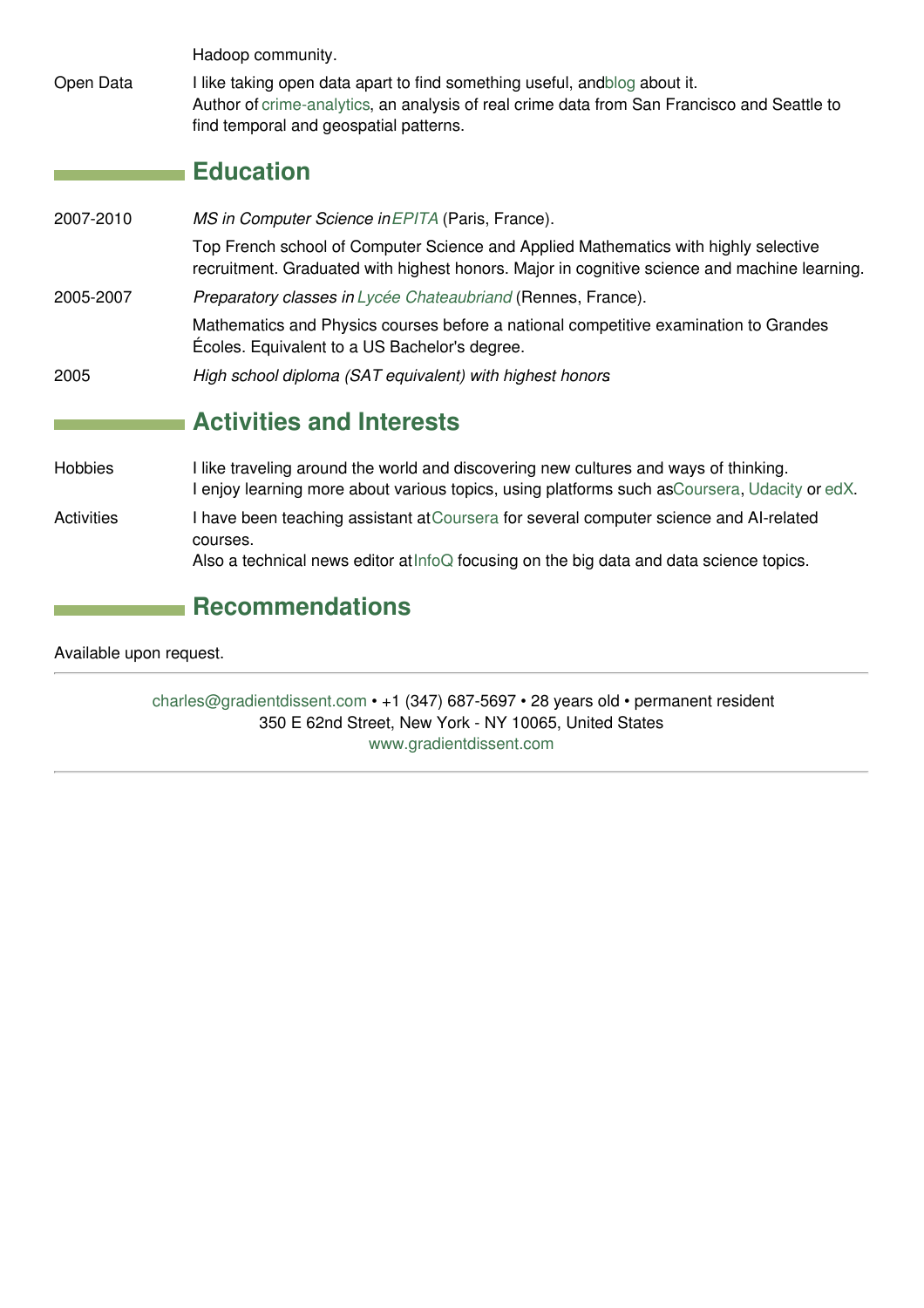| | |
|---|---|
| | Hadoop community. |
| Open Data | I like taking open data apart to find something useful, andblog about it.<br>Author of crime-analytics, an analysis of real crime data from San Francisco and Seattle to find temporal and geospatial patterns. |

## Education

| | |
|---|---|
| 2007-2010 | *MS in Computer Science in EPITA* (Paris, France).<br>Top French school of Computer Science and Applied Mathematics with highly selective recruitment. Graduated with highest honors. Major in cognitive science and machine learning. |
| 2005-2007 | *Preparatory classes in Lycée Chateaubriand* (Rennes, France).<br>Mathematics and Physics courses before a national competitive examination to Grandes Écoles. Equivalent to a US Bachelor's degree. |
| 2005 | *High school diploma (SAT equivalent) with highest honors* |

## Activities and Interests

| | |
|---|---|
| Hobbies | I like traveling around the world and discovering new cultures and ways of thinking.<br>I enjoy learning more about various topics, using platforms such asCoursera, Udacity or edX. |
| Activities | I have been teaching assistant atCoursera for several computer science and AI-related courses.<br>Also a technical news editor atInfoQ focusing on the big data and data science topics. |

## Recommendations

Available upon request.

---

charles@gradientdissent.com • +1 (347) 687-5697 • 28 years old • permanent resident
350 E 62nd Street, New York - NY 10065, United States
www.gradientdissent.com

---